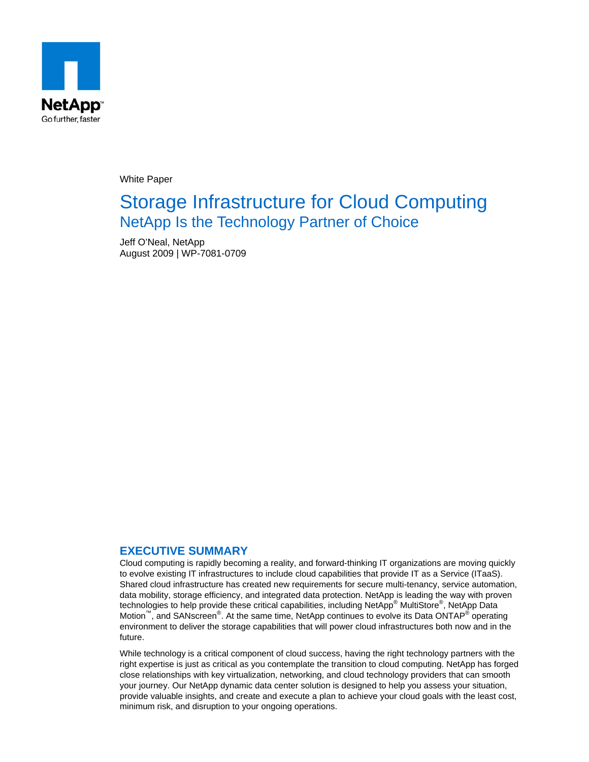NetApp
Go further, faster

White Paper

# Storage Infrastructure for Cloud Computing

## NetApp Is the Technology Partner of Choice

Jeff O'Neal, NetApp
August 2009 | WP-7081-0709

## EXECUTIVE SUMMARY

Cloud computing is rapidly becoming a reality, and forward-thinking IT organizations are moving quickly to evolve existing IT infrastructures to include cloud capabilities that provide IT as a Service (ITaaS). Shared cloud infrastructure has created new requirements for secure multi-tenancy, service automation, data mobility, storage efficiency, and integrated data protection. NetApp is leading the way with proven technologies to help provide these critical capabilities, including NetApp® MultiStore®, NetApp Data Motion™, and SANscreen®. At the same time, NetApp continues to evolve its Data ONTAP® operating environment to deliver the storage capabilities that will power cloud infrastructures both now and in the future.

While technology is a critical component of cloud success, having the right technology partners with the right expertise is just as critical as you contemplate the transition to cloud computing. NetApp has forged close relationships with key virtualization, networking, and cloud technology providers that can smooth your journey. Our NetApp dynamic data center solution is designed to help you assess your situation, provide valuable insights, and create and execute a plan to achieve your cloud goals with the least cost, minimum risk, and disruption to your ongoing operations.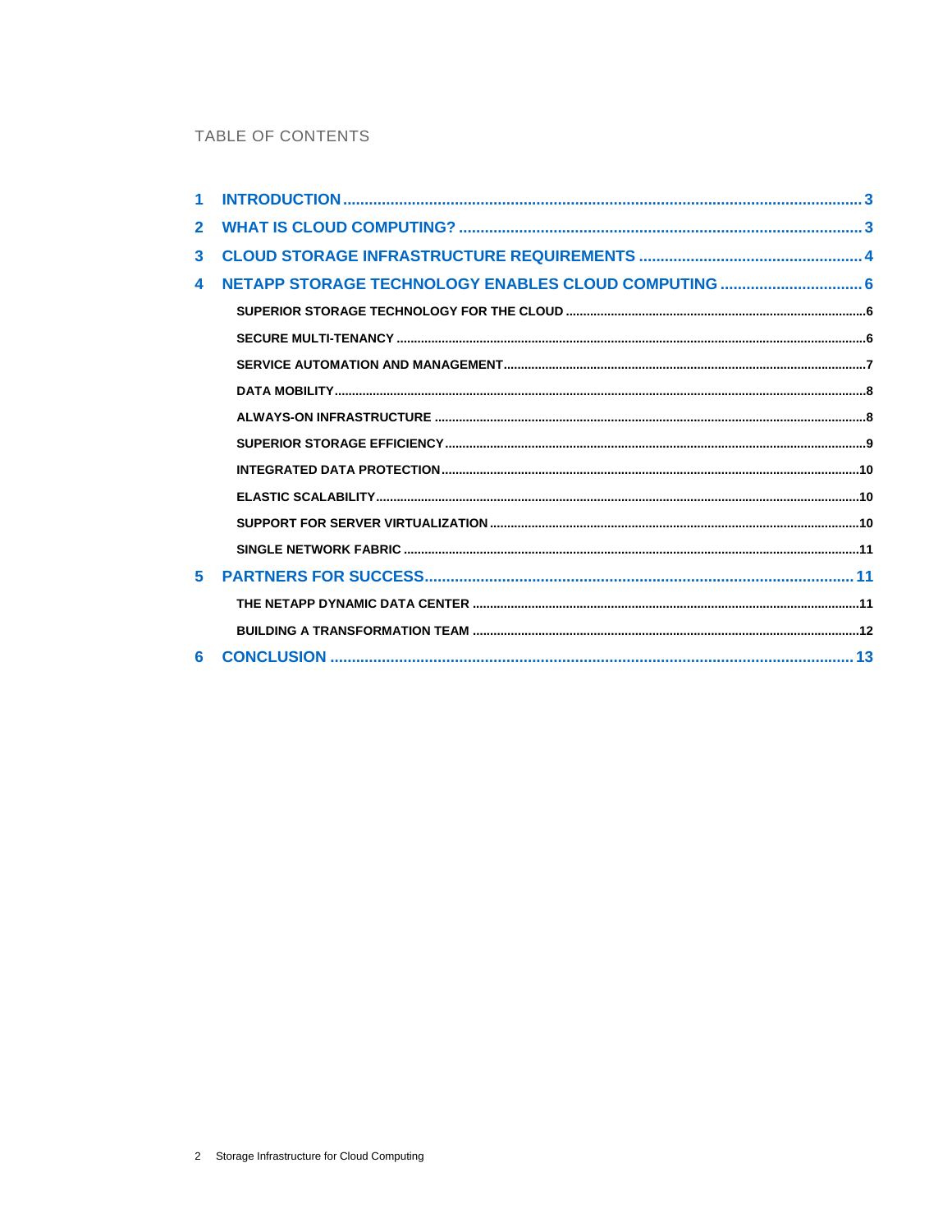TABLE OF CONTENTS

1 INTRODUCTION ........................................................................................................................ 3

2 WHAT IS CLOUD COMPUTING? ............................................................................................. 3

3 CLOUD STORAGE INFRASTRUCTURE REQUIREMENTS .................................................... 4

4 NETAPP STORAGE TECHNOLOGY ENABLES CLOUD COMPUTING ................................ 6

- SUPERIOR STORAGE TECHNOLOGY FOR THE CLOUD ......................................................................................6
- SECURE MULTI-TENANCY ......................................................................................................................................6
- SERVICE AUTOMATION AND MANAGEMENT........................................................................................................7
- DATA MOBILITY.........................................................................................................................................................8
- ALWAYS-ON INFRASTRUCTURE ............................................................................................................................8
- SUPERIOR STORAGE EFFICIENCY.........................................................................................................................9
- INTEGRATED DATA PROTECTION.........................................................................................................................10
- ELASTIC SCALABILITY...........................................................................................................................................10
- SUPPORT FOR SERVER VIRTUALIZATION ..........................................................................................................10
- SINGLE NETWORK FABRIC ...................................................................................................................................11

5 PARTNERS FOR SUCCESS.................................................................................................. 11

- THE NETAPP DYNAMIC DATA CENTER ...............................................................................................................11
- BUILDING A TRANSFORMATION TEAM ...............................................................................................................12

6 CONCLUSION ........................................................................................................................ 13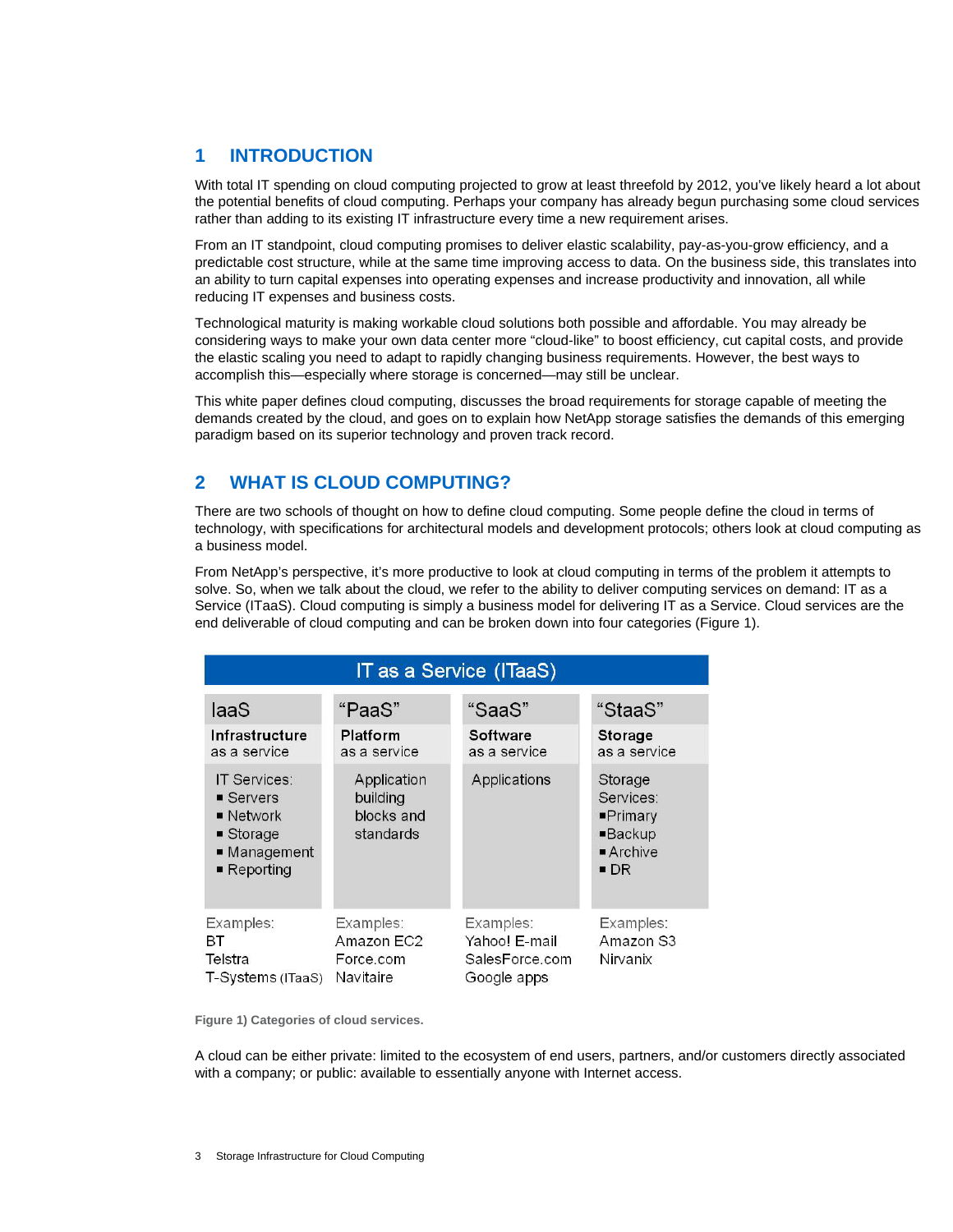# 1 INTRODUCTION

With total IT spending on cloud computing projected to grow at least threefold by 2012, you've likely heard a lot about the potential benefits of cloud computing. Perhaps your company has already begun purchasing some cloud services rather than adding to its existing IT infrastructure every time a new requirement arises.

From an IT standpoint, cloud computing promises to deliver elastic scalability, pay-as-you-grow efficiency, and a predictable cost structure, while at the same time improving access to data. On the business side, this translates into an ability to turn capital expenses into operating expenses and increase productivity and innovation, all while reducing IT expenses and business costs.

Technological maturity is making workable cloud solutions both possible and affordable. You may already be considering ways to make your own data center more "cloud-like" to boost efficiency, cut capital costs, and provide the elastic scaling you need to adapt to rapidly changing business requirements. However, the best ways to accomplish this—especially where storage is concerned—may still be unclear.

This white paper defines cloud computing, discusses the broad requirements for storage capable of meeting the demands created by the cloud, and goes on to explain how NetApp storage satisfies the demands of this emerging paradigm based on its superior technology and proven track record.

# 2 WHAT IS CLOUD COMPUTING?

There are two schools of thought on how to define cloud computing. Some people define the cloud in terms of technology, with specifications for architectural models and development protocols; others look at cloud computing as a business model.

From NetApp's perspective, it's more productive to look at cloud computing in terms of the problem it attempts to solve. So, when we talk about the cloud, we refer to the ability to deliver computing services on demand: IT as a Service (ITaaS). Cloud computing is simply a business model for delivering IT as a Service. Cloud services are the end deliverable of cloud computing and can be broken down into four categories (Figure 1).

| IT as a Service (ITaaS) | | | |
|---|---|---|---|
| IaaS | "PaaS" | "SaaS" | "StaaS" |
| **Infrastructure** as a service | **Platform** as a service | **Software** as a service | **Storage** as a service |
| IT Services: Servers, Network, Storage, Management, Reporting | Application building blocks and standards | Applications | Storage Services: Primary, Backup, Archive, DR |
| Examples: BT, Telstra, T-Systems (ITaaS) | Examples: Amazon EC2, Force.com, Navitaire | Examples: Yahoo! E-mail, SalesForce.com, Google apps | Examples: Amazon S3, Nirvanix |

**Figure 1) Categories of cloud services.**

A cloud can be either private: limited to the ecosystem of end users, partners, and/or customers directly associated with a company; or public: available to essentially anyone with Internet access.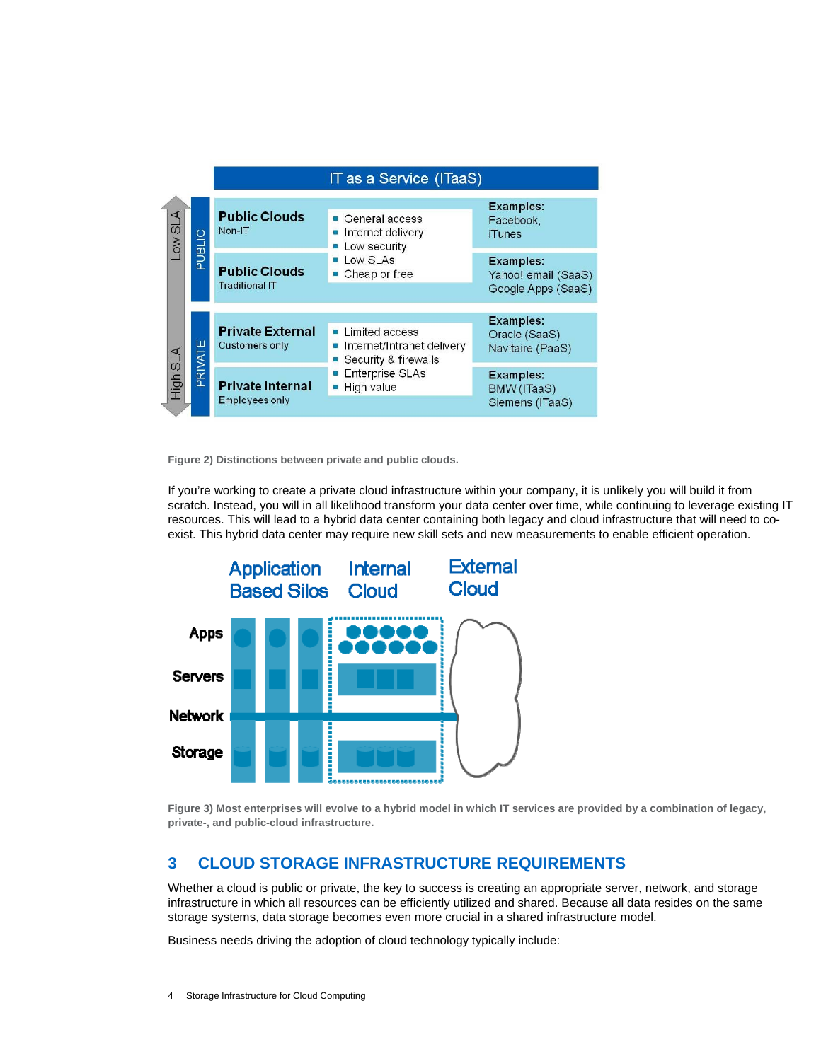| IT as a Service (ITaaS) | | | |
|---|---|---|---|
| PUBLIC (Low SLA) | **Public Clouds** Non-IT | General access; Internet delivery; Low security; Low SLAs; Cheap or free | **Examples:** Facebook, iTunes |
| | **Public Clouds** Traditional IT | | **Examples:** Yahoo! email (SaaS) Google Apps (SaaS) |
| PRIVATE (High SLA) | **Private External** Customers only | Limited access; Internet/Intranet delivery; Security & firewalls; Enterprise SLAs; High value | **Examples:** Oracle (SaaS) Navitaire (PaaS) |
| | **Private Internal** Employees only | | **Examples:** BMW (ITaaS) Siemens (ITaaS) |

**Figure 2) Distinctions between private and public clouds.**

If you're working to create a private cloud infrastructure within your company, it is unlikely you will build it from scratch. Instead, you will in all likelihood transform your data center over time, while continuing to leverage existing IT resources. This will lead to a hybrid data center containing both legacy and cloud infrastructure that will need to co-exist. This hybrid data center may require new skill sets and new measurements to enable efficient operation.

**Figure 3) Most enterprises will evolve to a hybrid model in which IT services are provided by a combination of legacy, private-, and public-cloud infrastructure.**

## 3 CLOUD STORAGE INFRASTRUCTURE REQUIREMENTS

Whether a cloud is public or private, the key to success is creating an appropriate server, network, and storage infrastructure in which all resources can be efficiently utilized and shared. Because all data resides on the same storage systems, data storage becomes even more crucial in a shared infrastructure model.

Business needs driving the adoption of cloud technology typically include: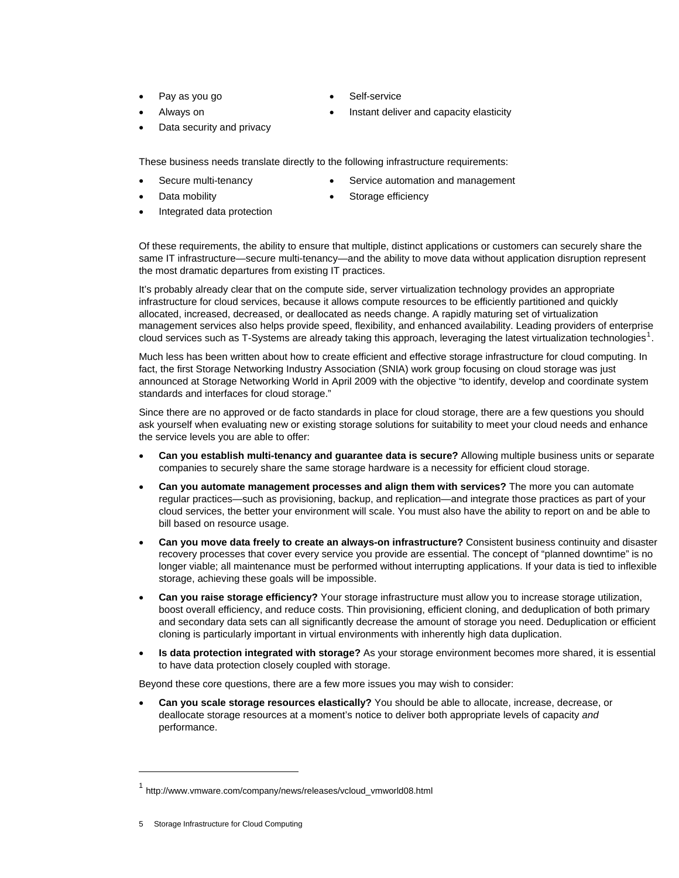- Pay as you go
- Always on
- Data security and privacy
- Self-service
- Instant deliver and capacity elasticity

These business needs translate directly to the following infrastructure requirements:

- Secure multi-tenancy
- Data mobility
- Integrated data protection
- Service automation and management
- Storage efficiency

Of these requirements, the ability to ensure that multiple, distinct applications or customers can securely share the same IT infrastructure—secure multi-tenancy—and the ability to move data without application disruption represent the most dramatic departures from existing IT practices.

It's probably already clear that on the compute side, server virtualization technology provides an appropriate infrastructure for cloud services, because it allows compute resources to be efficiently partitioned and quickly allocated, increased, decreased, or deallocated as needs change. A rapidly maturing set of virtualization management services also helps provide speed, flexibility, and enhanced availability. Leading providers of enterprise cloud services such as T-Systems are already taking this approach, leveraging the latest virtualization technologies[1].

Much less has been written about how to create efficient and effective storage infrastructure for cloud computing. In fact, the first Storage Networking Industry Association (SNIA) work group focusing on cloud storage was just announced at Storage Networking World in April 2009 with the objective "to identify, develop and coordinate system standards and interfaces for cloud storage."

Since there are no approved or de facto standards in place for cloud storage, there are a few questions you should ask yourself when evaluating new or existing storage solutions for suitability to meet your cloud needs and enhance the service levels you are able to offer:

- **Can you establish multi-tenancy and guarantee data is secure?** Allowing multiple business units or separate companies to securely share the same storage hardware is a necessity for efficient cloud storage.
- **Can you automate management processes and align them with services?** The more you can automate regular practices—such as provisioning, backup, and replication—and integrate those practices as part of your cloud services, the better your environment will scale. You must also have the ability to report on and be able to bill based on resource usage.
- **Can you move data freely to create an always-on infrastructure?** Consistent business continuity and disaster recovery processes that cover every service you provide are essential. The concept of "planned downtime" is no longer viable; all maintenance must be performed without interrupting applications. If your data is tied to inflexible storage, achieving these goals will be impossible.
- **Can you raise storage efficiency?** Your storage infrastructure must allow you to increase storage utilization, boost overall efficiency, and reduce costs. Thin provisioning, efficient cloning, and deduplication of both primary and secondary data sets can all significantly decrease the amount of storage you need. Deduplication or efficient cloning is particularly important in virtual environments with inherently high data duplication.
- **Is data protection integrated with storage?** As your storage environment becomes more shared, it is essential to have data protection closely coupled with storage.

Beyond these core questions, there are a few more issues you may wish to consider:

- **Can you scale storage resources elastically?** You should be able to allocate, increase, decrease, or deallocate storage resources at a moment's notice to deliver both appropriate levels of capacity *and* performance.

[1] http://www.vmware.com/company/news/releases/vcloud_vmworld08.html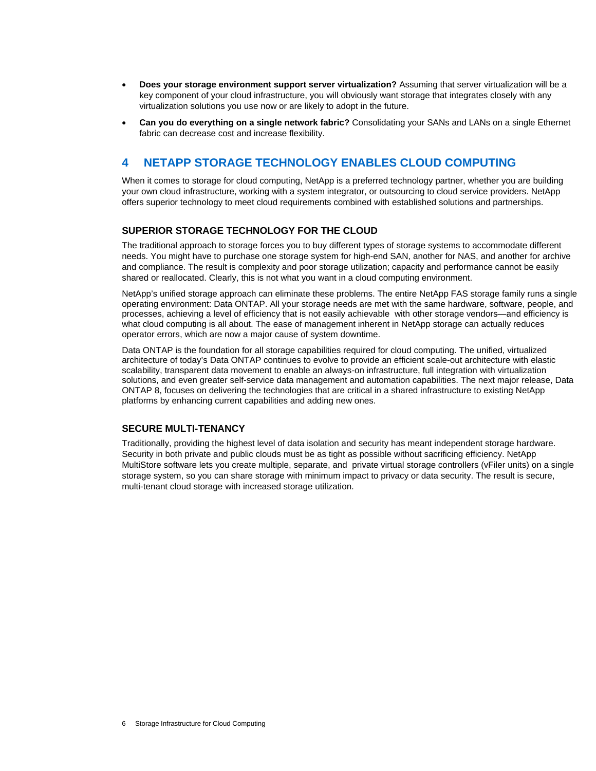- **Does your storage environment support server virtualization?** Assuming that server virtualization will be a key component of your cloud infrastructure, you will obviously want storage that integrates closely with any virtualization solutions you use now or are likely to adopt in the future.
- **Can you do everything on a single network fabric?** Consolidating your SANs and LANs on a single Ethernet fabric can decrease cost and increase flexibility.

# 4 NETAPP STORAGE TECHNOLOGY ENABLES CLOUD COMPUTING

When it comes to storage for cloud computing, NetApp is a preferred technology partner, whether you are building your own cloud infrastructure, working with a system integrator, or outsourcing to cloud service providers. NetApp offers superior technology to meet cloud requirements combined with established solutions and partnerships.

## SUPERIOR STORAGE TECHNOLOGY FOR THE CLOUD

The traditional approach to storage forces you to buy different types of storage systems to accommodate different needs. You might have to purchase one storage system for high-end SAN, another for NAS, and another for archive and compliance. The result is complexity and poor storage utilization; capacity and performance cannot be easily shared or reallocated. Clearly, this is not what you want in a cloud computing environment.

NetApp's unified storage approach can eliminate these problems. The entire NetApp FAS storage family runs a single operating environment: Data ONTAP. All your storage needs are met with the same hardware, software, people, and processes, achieving a level of efficiency that is not easily achievable with other storage vendors—and efficiency is what cloud computing is all about. The ease of management inherent in NetApp storage can actually reduces operator errors, which are now a major cause of system downtime.

Data ONTAP is the foundation for all storage capabilities required for cloud computing. The unified, virtualized architecture of today's Data ONTAP continues to evolve to provide an efficient scale-out architecture with elastic scalability, transparent data movement to enable an always-on infrastructure, full integration with virtualization solutions, and even greater self-service data management and automation capabilities. The next major release, Data ONTAP 8, focuses on delivering the technologies that are critical in a shared infrastructure to existing NetApp platforms by enhancing current capabilities and adding new ones.

## SECURE MULTI-TENANCY

Traditionally, providing the highest level of data isolation and security has meant independent storage hardware. Security in both private and public clouds must be as tight as possible without sacrificing efficiency. NetApp MultiStore software lets you create multiple, separate, and private virtual storage controllers (vFiler units) on a single storage system, so you can share storage with minimum impact to privacy or data security. The result is secure, multi-tenant cloud storage with increased storage utilization.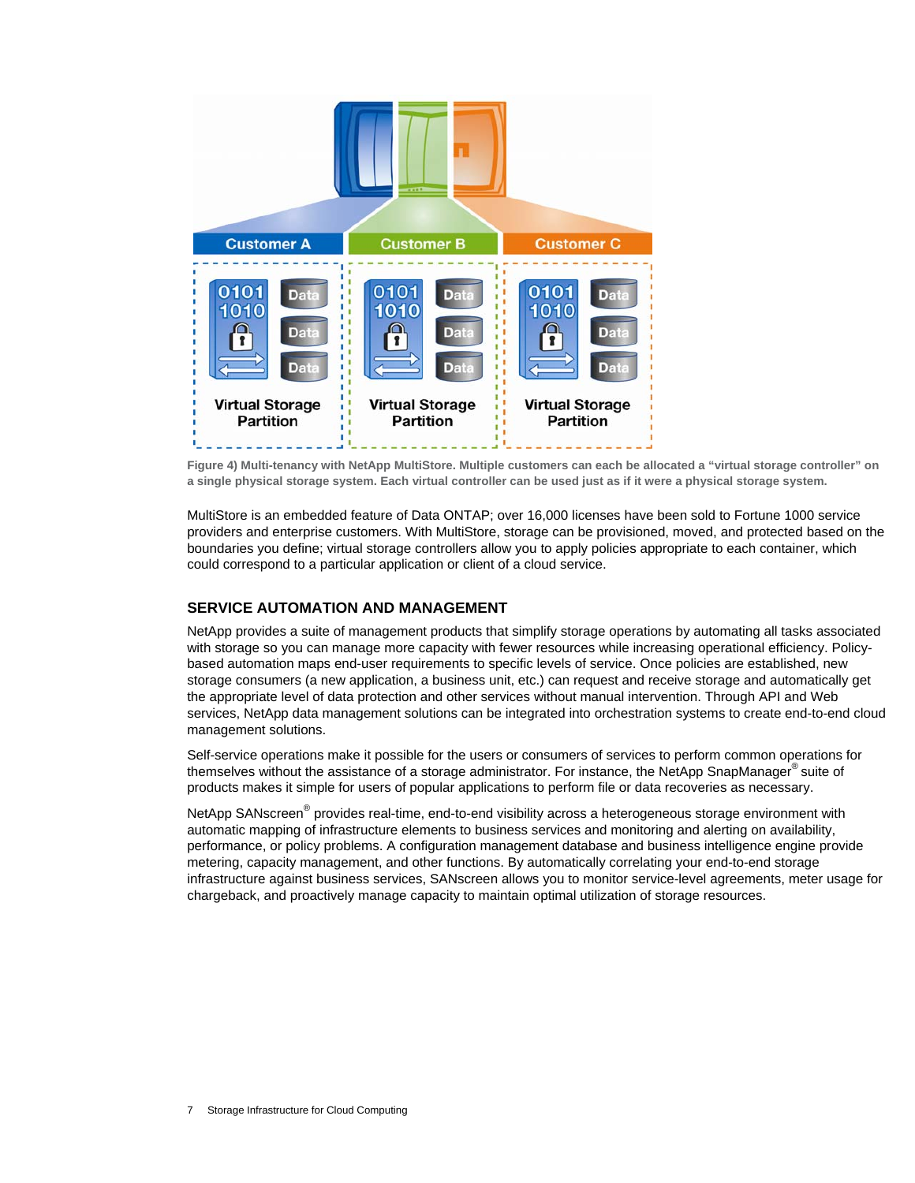Figure 4) Multi-tenancy with NetApp MultiStore. Multiple customers can each be allocated a "virtual storage controller" on a single physical storage system. Each virtual controller can be used just as if it were a physical storage system.

MultiStore is an embedded feature of Data ONTAP; over 16,000 licenses have been sold to Fortune 1000 service providers and enterprise customers. With MultiStore, storage can be provisioned, moved, and protected based on the boundaries you define; virtual storage controllers allow you to apply policies appropriate to each container, which could correspond to a particular application or client of a cloud service.

## SERVICE AUTOMATION AND MANAGEMENT

NetApp provides a suite of management products that simplify storage operations by automating all tasks associated with storage so you can manage more capacity with fewer resources while increasing operational efficiency. Policy-based automation maps end-user requirements to specific levels of service. Once policies are established, new storage consumers (a new application, a business unit, etc.) can request and receive storage and automatically get the appropriate level of data protection and other services without manual intervention. Through API and Web services, NetApp data management solutions can be integrated into orchestration systems to create end-to-end cloud management solutions.

Self-service operations make it possible for the users or consumers of services to perform common operations for themselves without the assistance of a storage administrator. For instance, the NetApp SnapManager® suite of products makes it simple for users of popular applications to perform file or data recoveries as necessary.

NetApp SANscreen® provides real-time, end-to-end visibility across a heterogeneous storage environment with automatic mapping of infrastructure elements to business services and monitoring and alerting on availability, performance, or policy problems. A configuration management database and business intelligence engine provide metering, capacity management, and other functions. By automatically correlating your end-to-end storage infrastructure against business services, SANscreen allows you to monitor service-level agreements, meter usage for chargeback, and proactively manage capacity to maintain optimal utilization of storage resources.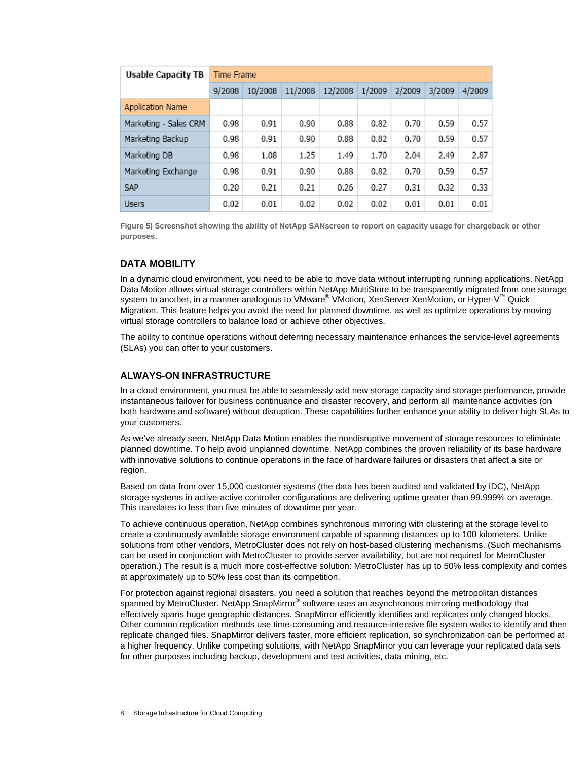| Usage Capacity TB | Time Frame | | | | | | | |
|---|---|---|---|---|---|---|---|---|
| | 9/2008 | 10/2008 | 11/2008 | 12/2008 | 1/2009 | 2/2009 | 3/2009 | 4/2009 |
| Application Name | | | | | | | | |
| Marketing - Sales CRM | 0.98 | 0.91 | 0.90 | 0.88 | 0.82 | 0.70 | 0.59 | 0.57 |
| Marketing Backup | 0.98 | 0.91 | 0.90 | 0.88 | 0.82 | 0.70 | 0.59 | 0.57 |
| Marketing DB | 0.98 | 1.08 | 1.25 | 1.49 | 1.70 | 2.04 | 2.49 | 2.87 |
| Marketing Exchange | 0.98 | 0.91 | 0.90 | 0.88 | 0.82 | 0.70 | 0.59 | 0.57 |
| SAP | 0.20 | 0.21 | 0.21 | 0.26 | 0.27 | 0.31 | 0.32 | 0.33 |
| Users | 0.02 | 0.01 | 0.02 | 0.02 | 0.02 | 0.01 | 0.01 | 0.01 |

**Figure 5) Screenshot showing the ability of NetApp SANscreen to report on capacity usage for chargeback or other purposes.**

## DATA MOBILITY

In a dynamic cloud environment, you need to be able to move data without interrupting running applications. NetApp Data Motion allows virtual storage controllers within NetApp MultiStore to be transparently migrated from one storage system to another, in a manner analogous to VMware® VMotion, XenServer XenMotion, or Hyper-V™ Quick Migration. This feature helps you avoid the need for planned downtime, as well as optimize operations by moving virtual storage controllers to balance load or achieve other objectives.

The ability to continue operations without deferring necessary maintenance enhances the service-level agreements (SLAs) you can offer to your customers.

## ALWAYS-ON INFRASTRUCTURE

In a cloud environment, you must be able to seamlessly add new storage capacity and storage performance, provide instantaneous failover for business continuance and disaster recovery, and perform all maintenance activities (on both hardware and software) without disruption. These capabilities further enhance your ability to deliver high SLAs to your customers.

As we've already seen, NetApp Data Motion enables the nondisruptive movement of storage resources to eliminate planned downtime. To help avoid unplanned downtime, NetApp combines the proven reliability of its base hardware with innovative solutions to continue operations in the face of hardware failures or disasters that affect a site or region.

Based on data from over 15,000 customer systems (the data has been audited and validated by IDC), NetApp storage systems in active-active controller configurations are delivering uptime greater than 99.999% on average. This translates to less than five minutes of downtime per year.

To achieve continuous operation, NetApp combines synchronous mirroring with clustering at the storage level to create a continuously available storage environment capable of spanning distances up to 100 kilometers. Unlike solutions from other vendors, MetroCluster does not rely on host-based clustering mechanisms. (Such mechanisms can be used in conjunction with MetroCluster to provide server availability, but are not required for MetroCluster operation.) The result is a much more cost-effective solution: MetroCluster has up to 50% less complexity and comes at approximately up to 50% less cost than its competition.

For protection against regional disasters, you need a solution that reaches beyond the metropolitan distances spanned by MetroCluster. NetApp SnapMirror® software uses an asynchronous mirroring methodology that effectively spans huge geographic distances. SnapMirror efficiently identifies and replicates only changed blocks. Other common replication methods use time-consuming and resource-intensive file system walks to identify and then replicate changed files. SnapMirror delivers faster, more efficient replication, so synchronization can be performed at a higher frequency. Unlike competing solutions, with NetApp SnapMirror you can leverage your replicated data sets for other purposes including backup, development and test activities, data mining, etc.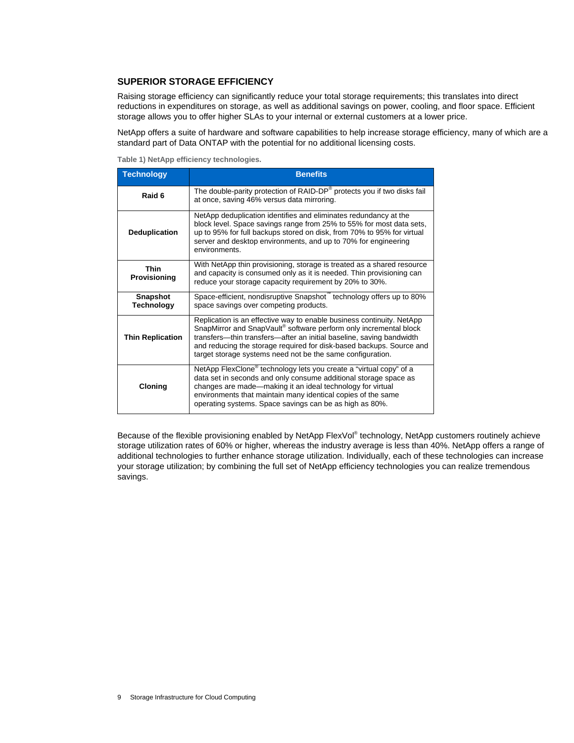## SUPERIOR STORAGE EFFICIENCY

Raising storage efficiency can significantly reduce your total storage requirements; this translates into direct reductions in expenditures on storage, as well as additional savings on power, cooling, and floor space. Efficient storage allows you to offer higher SLAs to your internal or external customers at a lower price.

NetApp offers a suite of hardware and software capabilities to help increase storage efficiency, many of which are a standard part of Data ONTAP with the potential for no additional licensing costs.

**Table 1) NetApp efficiency technologies.**

| Technology | Benefits |
| --- | --- |
| **Raid 6** | The double-parity protection of RAID-DP® protects you if two disks fail at once, saving 46% versus data mirroring. |
| **Deduplication** | NetApp deduplication identifies and eliminates redundancy at the block level. Space savings range from 25% to 55% for most data sets, up to 95% for full backups stored on disk, from 70% to 95% for virtual server and desktop environments, and up to 70% for engineering environments. |
| **Thin Provisioning** | With NetApp thin provisioning, storage is treated as a shared resource and capacity is consumed only as it is needed. Thin provisioning can reduce your storage capacity requirement by 20% to 30%. |
| **Snapshot Technology** | Space-efficient, nondisruptive Snapshot™ technology offers up to 80% space savings over competing products. |
| **Thin Replication** | Replication is an effective way to enable business continuity. NetApp SnapMirror and SnapVault® software perform only incremental block transfers—thin transfers—after an initial baseline, saving bandwidth and reducing the storage required for disk-based backups. Source and target storage systems need not be the same configuration. |
| **Cloning** | NetApp FlexClone® technology lets you create a “virtual copy” of a data set in seconds and only consume additional storage space as changes are made—making it an ideal technology for virtual environments that maintain many identical copies of the same operating systems. Space savings can be as high as 80%. |

Because of the flexible provisioning enabled by NetApp FlexVol® technology, NetApp customers routinely achieve storage utilization rates of 60% or higher, whereas the industry average is less than 40%. NetApp offers a range of additional technologies to further enhance storage utilization. Individually, each of these technologies can increase your storage utilization; by combining the full set of NetApp efficiency technologies you can realize tremendous savings.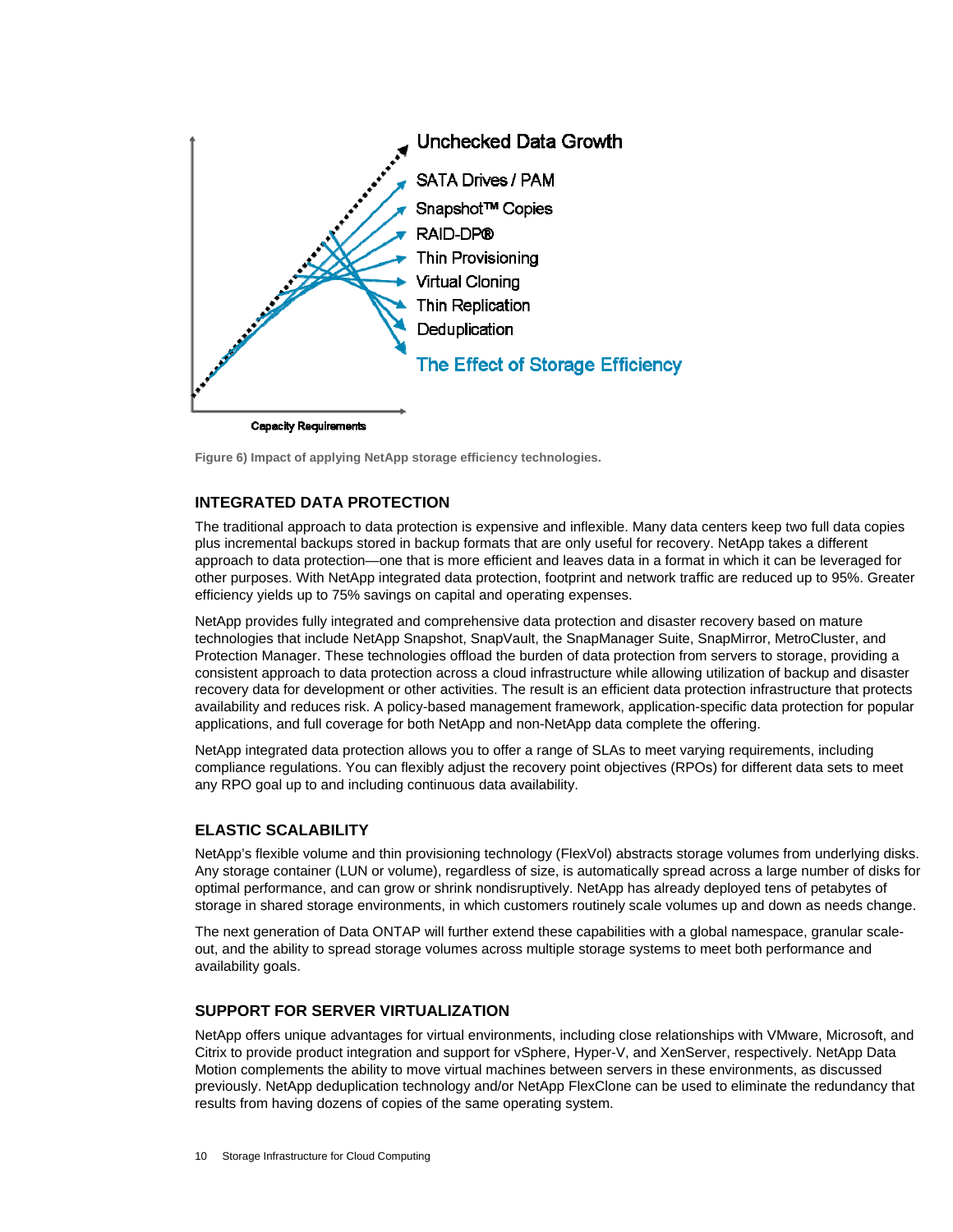Unchecked Data Growth

SATA Drives / PAM

Snapshot™ Copies

RAID-DP®

Thin Provisioning

Virtual Cloning

Thin Replication

Deduplication

The Effect of Storage Efficiency

Capacity Requirements

**Figure 6) Impact of applying NetApp storage efficiency technologies.**

### INTEGRATED DATA PROTECTION

The traditional approach to data protection is expensive and inflexible. Many data centers keep two full data copies plus incremental backups stored in backup formats that are only useful for recovery. NetApp takes a different approach to data protection—one that is more efficient and leaves data in a format in which it can be leveraged for other purposes. With NetApp integrated data protection, footprint and network traffic are reduced up to 95%. Greater efficiency yields up to 75% savings on capital and operating expenses.

NetApp provides fully integrated and comprehensive data protection and disaster recovery based on mature technologies that include NetApp Snapshot, SnapVault, the SnapManager Suite, SnapMirror, MetroCluster, and Protection Manager. These technologies offload the burden of data protection from servers to storage, providing a consistent approach to data protection across a cloud infrastructure while allowing utilization of backup and disaster recovery data for development or other activities. The result is an efficient data protection infrastructure that protects availability and reduces risk. A policy-based management framework, application-specific data protection for popular applications, and full coverage for both NetApp and non-NetApp data complete the offering.

NetApp integrated data protection allows you to offer a range of SLAs to meet varying requirements, including compliance regulations. You can flexibly adjust the recovery point objectives (RPOs) for different data sets to meet any RPO goal up to and including continuous data availability.

### ELASTIC SCALABILITY

NetApp's flexible volume and thin provisioning technology (FlexVol) abstracts storage volumes from underlying disks. Any storage container (LUN or volume), regardless of size, is automatically spread across a large number of disks for optimal performance, and can grow or shrink nondisruptively. NetApp has already deployed tens of petabytes of storage in shared storage environments, in which customers routinely scale volumes up and down as needs change.

The next generation of Data ONTAP will further extend these capabilities with a global namespace, granular scale-out, and the ability to spread storage volumes across multiple storage systems to meet both performance and availability goals.

### SUPPORT FOR SERVER VIRTUALIZATION

NetApp offers unique advantages for virtual environments, including close relationships with VMware, Microsoft, and Citrix to provide product integration and support for vSphere, Hyper-V, and XenServer, respectively. NetApp Data Motion complements the ability to move virtual machines between servers in these environments, as discussed previously. NetApp deduplication technology and/or NetApp FlexClone can be used to eliminate the redundancy that results from having dozens of copies of the same operating system.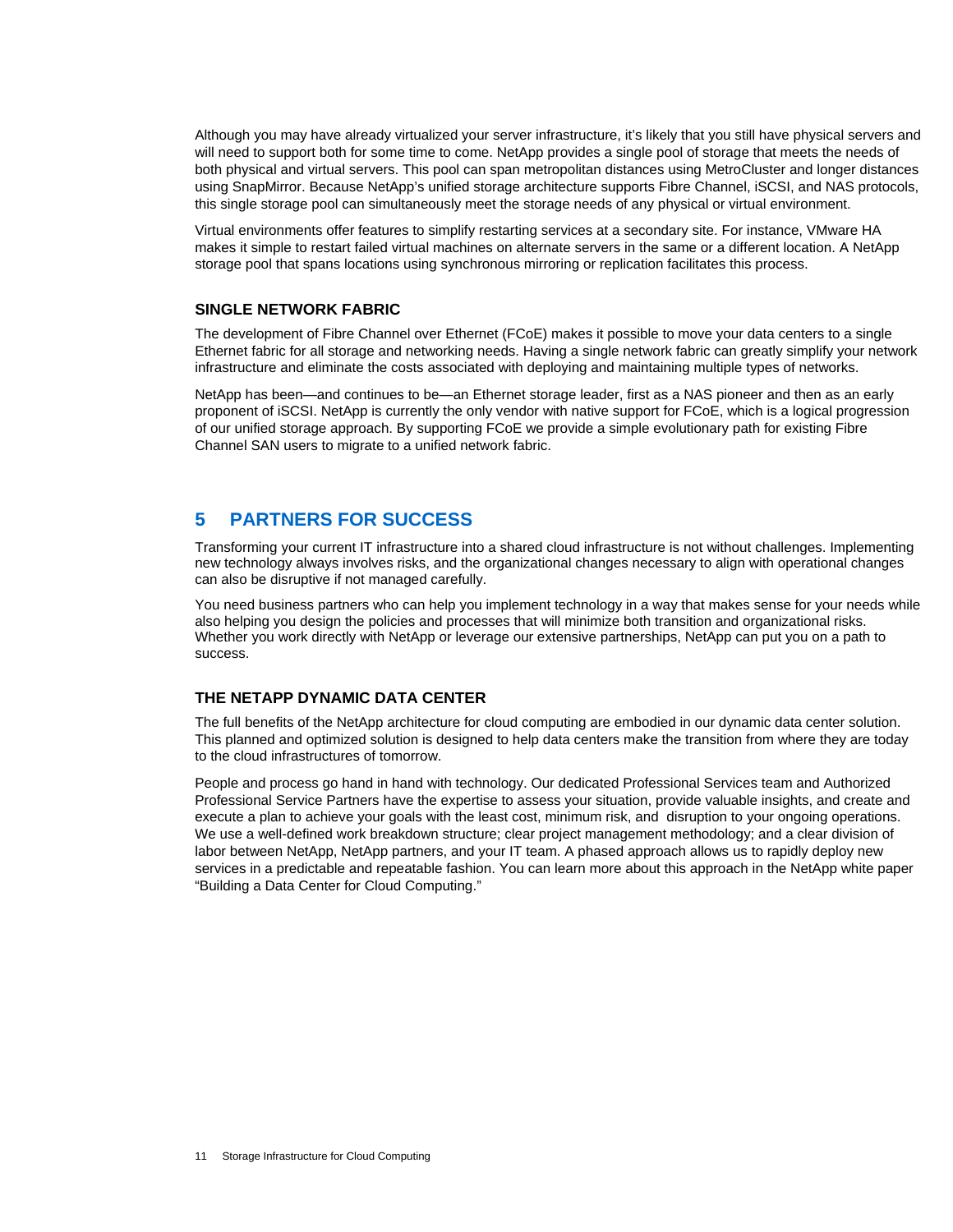Although you may have already virtualized your server infrastructure, it's likely that you still have physical servers and will need to support both for some time to come. NetApp provides a single pool of storage that meets the needs of both physical and virtual servers. This pool can span metropolitan distances using MetroCluster and longer distances using SnapMirror. Because NetApp's unified storage architecture supports Fibre Channel, iSCSI, and NAS protocols, this single storage pool can simultaneously meet the storage needs of any physical or virtual environment.

Virtual environments offer features to simplify restarting services at a secondary site. For instance, VMware HA makes it simple to restart failed virtual machines on alternate servers in the same or a different location. A NetApp storage pool that spans locations using synchronous mirroring or replication facilitates this process.

### SINGLE NETWORK FABRIC

The development of Fibre Channel over Ethernet (FCoE) makes it possible to move your data centers to a single Ethernet fabric for all storage and networking needs. Having a single network fabric can greatly simplify your network infrastructure and eliminate the costs associated with deploying and maintaining multiple types of networks.

NetApp has been—and continues to be—an Ethernet storage leader, first as a NAS pioneer and then as an early proponent of iSCSI. NetApp is currently the only vendor with native support for FCoE, which is a logical progression of our unified storage approach. By supporting FCoE we provide a simple evolutionary path for existing Fibre Channel SAN users to migrate to a unified network fabric.

## 5 PARTNERS FOR SUCCESS

Transforming your current IT infrastructure into a shared cloud infrastructure is not without challenges. Implementing new technology always involves risks, and the organizational changes necessary to align with operational changes can also be disruptive if not managed carefully.

You need business partners who can help you implement technology in a way that makes sense for your needs while also helping you design the policies and processes that will minimize both transition and organizational risks. Whether you work directly with NetApp or leverage our extensive partnerships, NetApp can put you on a path to success.

### THE NETAPP DYNAMIC DATA CENTER

The full benefits of the NetApp architecture for cloud computing are embodied in our dynamic data center solution. This planned and optimized solution is designed to help data centers make the transition from where they are today to the cloud infrastructures of tomorrow.

People and process go hand in hand with technology. Our dedicated Professional Services team and Authorized Professional Service Partners have the expertise to assess your situation, provide valuable insights, and create and execute a plan to achieve your goals with the least cost, minimum risk, and disruption to your ongoing operations. We use a well-defined work breakdown structure; clear project management methodology; and a clear division of labor between NetApp, NetApp partners, and your IT team. A phased approach allows us to rapidly deploy new services in a predictable and repeatable fashion. You can learn more about this approach in the NetApp white paper "Building a Data Center for Cloud Computing."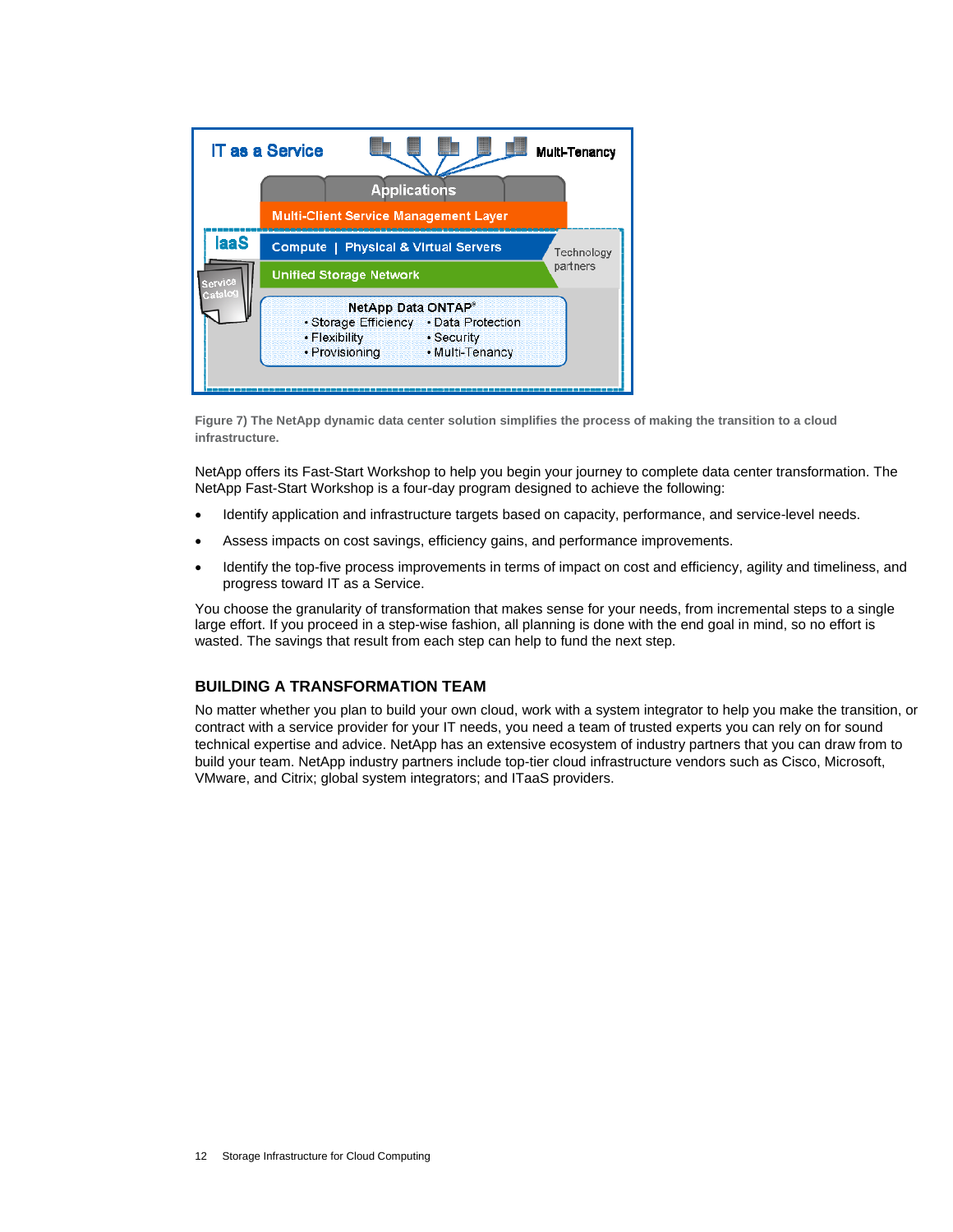**Figure 7) The NetApp dynamic data center solution simplifies the process of making the transition to a cloud infrastructure.**

NetApp offers its Fast-Start Workshop to help you begin your journey to complete data center transformation. The NetApp Fast-Start Workshop is a four-day program designed to achieve the following:

- Identify application and infrastructure targets based on capacity, performance, and service-level needs.
- Assess impacts on cost savings, efficiency gains, and performance improvements.
- Identify the top-five process improvements in terms of impact on cost and efficiency, agility and timeliness, and progress toward IT as a Service.

You choose the granularity of transformation that makes sense for your needs, from incremental steps to a single large effort. If you proceed in a step-wise fashion, all planning is done with the end goal in mind, so no effort is wasted. The savings that result from each step can help to fund the next step.

## BUILDING A TRANSFORMATION TEAM

No matter whether you plan to build your own cloud, work with a system integrator to help you make the transition, or contract with a service provider for your IT needs, you need a team of trusted experts you can rely on for sound technical expertise and advice. NetApp has an extensive ecosystem of industry partners that you can draw from to build your team. NetApp industry partners include top-tier cloud infrastructure vendors such as Cisco, Microsoft, VMware, and Citrix; global system integrators; and ITaaS providers.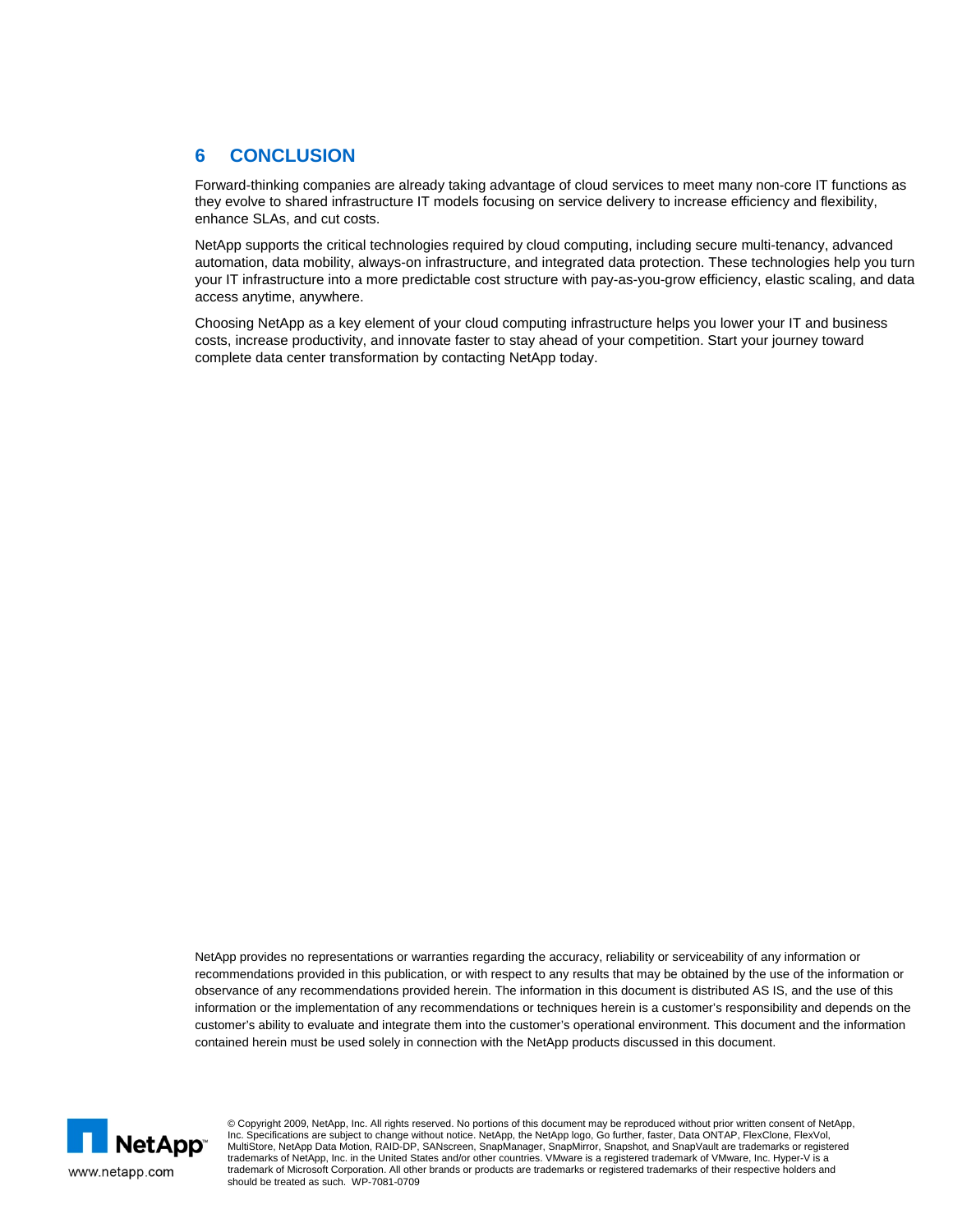## 6 CONCLUSION

Forward-thinking companies are already taking advantage of cloud services to meet many non-core IT functions as they evolve to shared infrastructure IT models focusing on service delivery to increase efficiency and flexibility, enhance SLAs, and cut costs.

NetApp supports the critical technologies required by cloud computing, including secure multi-tenancy, advanced automation, data mobility, always-on infrastructure, and integrated data protection. These technologies help you turn your IT infrastructure into a more predictable cost structure with pay-as-you-grow efficiency, elastic scaling, and data access anytime, anywhere.

Choosing NetApp as a key element of your cloud computing infrastructure helps you lower your IT and business costs, increase productivity, and innovate faster to stay ahead of your competition. Start your journey toward complete data center transformation by contacting NetApp today.

NetApp provides no representations or warranties regarding the accuracy, reliability or serviceability of any information or recommendations provided in this publication, or with respect to any results that may be obtained by the use of the information or observance of any recommendations provided herein. The information in this document is distributed AS IS, and the use of this information or the implementation of any recommendations or techniques herein is a customer's responsibility and depends on the customer's ability to evaluate and integrate them into the customer's operational environment. This document and the information contained herein must be used solely in connection with the NetApp products discussed in this document.

NetApp

www.netapp.com

© Copyright 2009, NetApp, Inc. All rights reserved. No portions of this document may be reproduced without prior written consent of NetApp, Inc. Specifications are subject to change without notice. NetApp, the NetApp logo, Go further, faster, Data ONTAP, FlexClone, FlexVol, MultiStore, NetApp Data Motion, RAID-DP, SANscreen, SnapManager, SnapMirror, Snapshot, and SnapVault are trademarks or registered trademarks of NetApp, Inc. in the United States and/or other countries. VMware is a registered trademark of VMware, Inc. Hyper-V is a trademark of Microsoft Corporation. All other brands or products are trademarks or registered trademarks of their respective holders and should be treated as such. WP-7081-0709